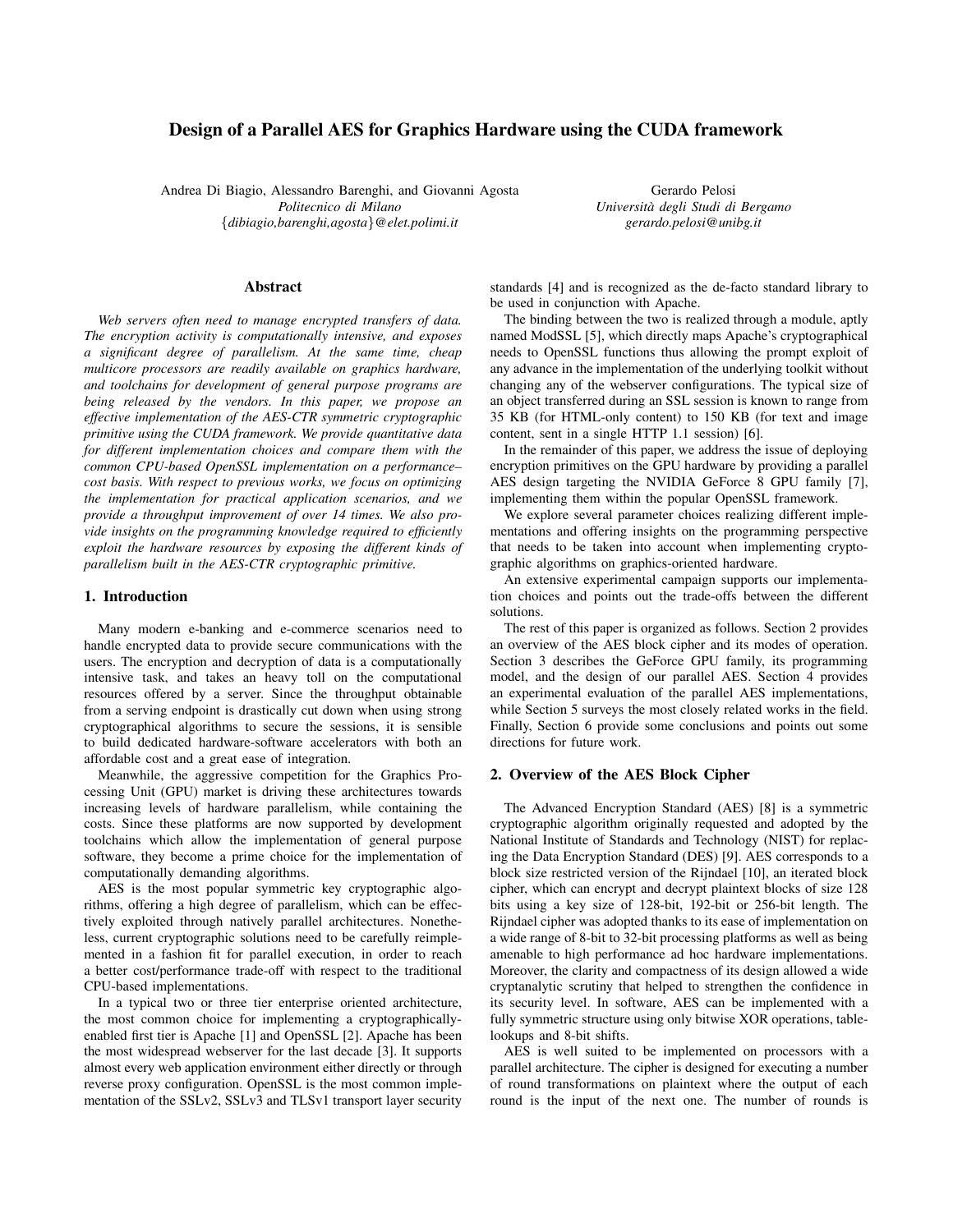# Design of a Parallel AES for Graphics Hardware using the CUDA framework

Andrea Di Biagio, Alessandro Barenghi, and Giovanni Agosta
*Politecnico di Milano*
*{dibiagio,barenghi,agosta}@elet.polimi.it*

Gerardo Pelosi
*Università degli Studi di Bergamo*
*gerardo.pelosi@unibg.it*

## Abstract

*Web servers often need to manage encrypted transfers of data. The encryption activity is computationally intensive, and exposes a significant degree of parallelism. At the same time, cheap multicore processors are readily available on graphics hardware, and toolchains for development of general purpose programs are being released by the vendors. In this paper, we propose an effective implementation of the AES-CTR symmetric cryptographic primitive using the CUDA framework. We provide quantitative data for different implementation choices and compare them with the common CPU-based OpenSSL implementation on a performance–cost basis. With respect to previous works, we focus on optimizing the implementation for practical application scenarios, and we provide a throughput improvement of over 14 times. We also provide insights on the programming knowledge required to efficiently exploit the hardware resources by exposing the different kinds of parallelism built in the AES-CTR cryptographic primitive.*

## 1. Introduction

Many modern e-banking and e-commerce scenarios need to handle encrypted data to provide secure communications with the users. The encryption and decryption of data is a computationally intensive task, and takes an heavy toll on the computational resources offered by a server. Since the throughput obtainable from a serving endpoint is drastically cut down when using strong cryptographical algorithms to secure the sessions, it is sensible to build dedicated hardware-software accelerators with both an affordable cost and a great ease of integration.

Meanwhile, the aggressive competition for the Graphics Processing Unit (GPU) market is driving these architectures towards increasing levels of hardware parallelism, while containing the costs. Since these platforms are now supported by development toolchains which allow the implementation of general purpose software, they become a prime choice for the implementation of computationally demanding algorithms.

AES is the most popular symmetric key cryptographic algorithms, offering a high degree of parallelism, which can be effectively exploited through natively parallel architectures. Nonetheless, current cryptographic solutions need to be carefully reimplemented in a fashion fit for parallel execution, in order to reach a better cost/performance trade-off with respect to the traditional CPU-based implementations.

In a typical two or three tier enterprise oriented architecture, the most common choice for implementing a cryptographically-enabled first tier is Apache [1] and OpenSSL [2]. Apache has been the most widespread webserver for the last decade [3]. It supports almost every web application environment either directly or through reverse proxy configuration. OpenSSL is the most common implementation of the SSLv2, SSLv3 and TLSv1 transport layer security standards [4] and is recognized as the de-facto standard library to be used in conjunction with Apache.

The binding between the two is realized through a module, aptly named ModSSL [5], which directly maps Apache's cryptographical needs to OpenSSL functions thus allowing the prompt exploit of any advance in the implementation of the underlying toolkit without changing any of the webserver configurations. The typical size of an object transferred during an SSL session is known to range from 35 KB (for HTML-only content) to 150 KB (for text and image content, sent in a single HTTP 1.1 session) [6].

In the remainder of this paper, we address the issue of deploying encryption primitives on the GPU hardware by providing a parallel AES design targeting the NVIDIA GeForce 8 GPU family [7], implementing them within the popular OpenSSL framework.

We explore several parameter choices realizing different implementations and offering insights on the programming perspective that needs to be taken into account when implementing cryptographic algorithms on graphics-oriented hardware.

An extensive experimental campaign supports our implementation choices and points out the trade-offs between the different solutions.

The rest of this paper is organized as follows. Section 2 provides an overview of the AES block cipher and its modes of operation. Section 3 describes the GeForce GPU family, its programming model, and the design of our parallel AES. Section 4 provides an experimental evaluation of the parallel AES implementations, while Section 5 surveys the most closely related works in the field. Finally, Section 6 provide some conclusions and points out some directions for future work.

## 2. Overview of the AES Block Cipher

The Advanced Encryption Standard (AES) [8] is a symmetric cryptographic algorithm originally requested and adopted by the National Institute of Standards and Technology (NIST) for replacing the Data Encryption Standard (DES) [9]. AES corresponds to a block size restricted version of the Rijndael [10], an iterated block cipher, which can encrypt and decrypt plaintext blocks of size 128 bits using a key size of 128-bit, 192-bit or 256-bit length. The Rijndael cipher was adopted thanks to its ease of implementation on a wide range of 8-bit to 32-bit processing platforms as well as being amenable to high performance ad hoc hardware implementations. Moreover, the clarity and compactness of its design allowed a wide cryptanalytic scrutiny that helped to strengthen the confidence in its security level. In software, AES can be implemented with a fully symmetric structure using only bitwise XOR operations, table-lookups and 8-bit shifts.

AES is well suited to be implemented on processors with a parallel architecture. The cipher is designed for executing a number of round transformations on plaintext where the output of each round is the input of the next one. The number of rounds is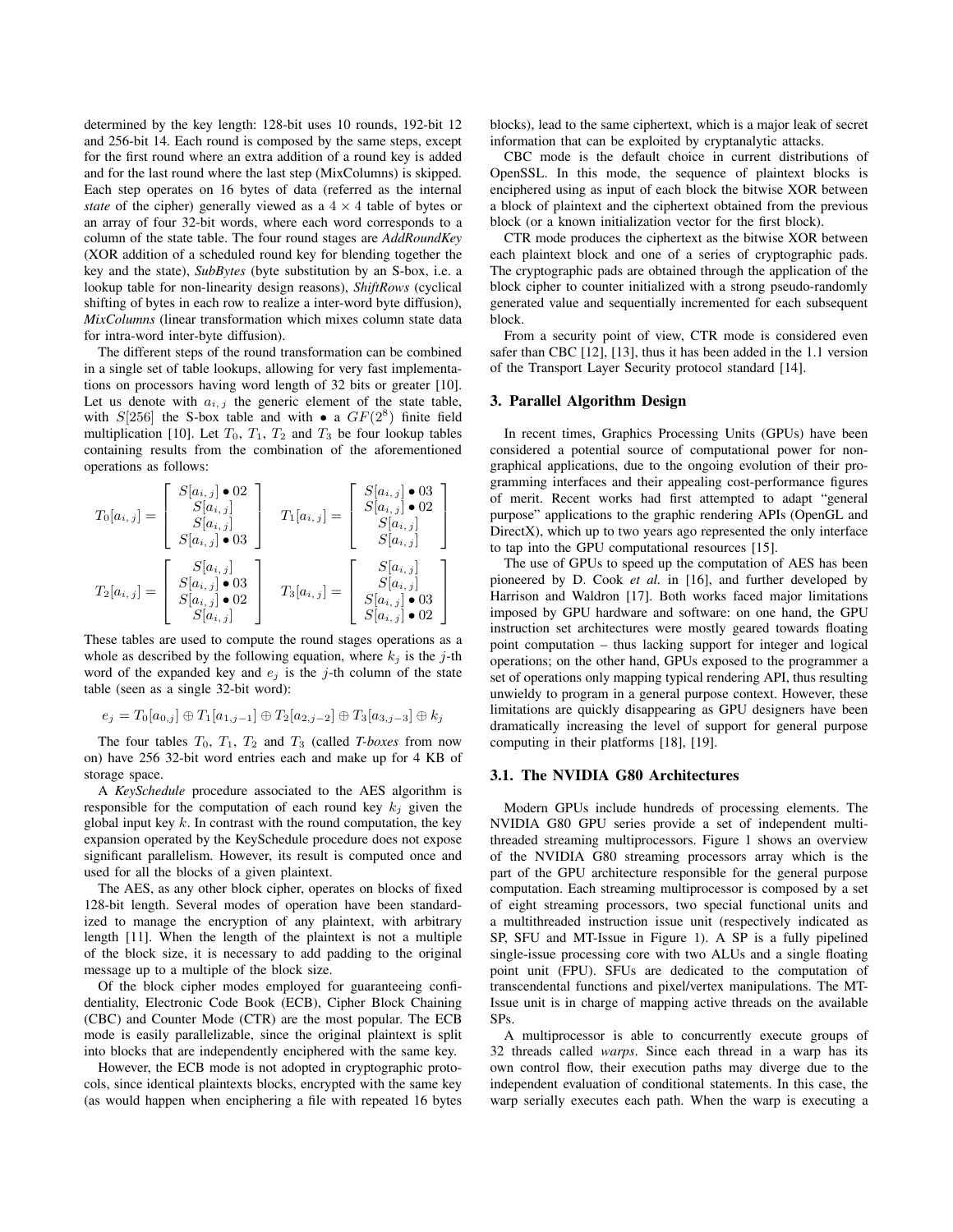determined by the key length: 128-bit uses 10 rounds, 192-bit 12 and 256-bit 14. Each round is composed by the same steps, except for the first round where an extra addition of a round key is added and for the last round where the last step (MixColumns) is skipped. Each step operates on 16 bytes of data (referred as the internal *state* of the cipher) generally viewed as a $4 \times 4$ table of bytes or an array of four 32-bit words, where each word corresponds to a column of the state table. The four round stages are ***AddRoundKey*** (XOR addition of a scheduled round key for blending together the key and the state), ***SubBytes*** (byte substitution by an S-box, i.e. a lookup table for non-linearity design reasons), ***ShiftRows*** (cyclical shifting of bytes in each row to realize a inter-word byte diffusion), ***MixColumns*** (linear transformation which mixes column state data for intra-word inter-byte diffusion).

The different steps of the round transformation can be combined in a single set of table lookups, allowing for very fast implementations on processors having word length of 32 bits or greater [10]. Let us denote with $a_{i,j}$ the generic element of the state table, with $S[256]$ the S-box table and with $\bullet$ a $GF(2^8)$ finite field multiplication [10]. Let $T_0$, $T_1$, $T_2$ and $T_3$ be four lookup tables containing results from the combination of the aforementioned operations as follows:

$$T_0[a_{i,j}] = \begin{bmatrix} S[a_{i,j}] \bullet 02 \\ S[a_{i,j}] \\ S[a_{i,j}] \\ S[a_{i,j}] \bullet 03 \end{bmatrix} \quad T_1[a_{i,j}] = \begin{bmatrix} S[a_{i,j}] \bullet 03 \\ S[a_{i,j}] \bullet 02 \\ S[a_{i,j}] \\ S[a_{i,j}] \end{bmatrix}$$

$$T_2[a_{i,j}] = \begin{bmatrix} S[a_{i,j}] \\ S[a_{i,j}] \bullet 03 \\ S[a_{i,j}] \bullet 02 \\ S[a_{i,j}] \end{bmatrix} \quad T_3[a_{i,j}] = \begin{bmatrix} S[a_{i,j}] \\ S[a_{i,j}] \\ S[a_{i,j}] \bullet 03 \\ S[a_{i,j}] \bullet 02 \end{bmatrix}$$

These tables are used to compute the round stages operations as a whole as described by the following equation, where $k_j$ is the $j$-th word of the expanded key and $e_j$ is the $j$-th column of the state table (seen as a single 32-bit word):

$$e_j = T_0[a_{0,j}] \oplus T_1[a_{1,j-1}] \oplus T_2[a_{2,j-2}] \oplus T_3[a_{3,j-3}] \oplus k_j$$

The four tables $T_0$, $T_1$, $T_2$ and $T_3$ (called *T-boxes* from now on) have 256 32-bit word entries each and make up for 4 KB of storage space.

A *KeySchedule* procedure associated to the AES algorithm is responsible for the computation of each round key $k_j$ given the global input key $k$. In contrast with the round computation, the key expansion operated by the KeySchedule procedure does not expose significant parallelism. However, its result is computed once and used for all the blocks of a given plaintext.

The AES, as any other block cipher, operates on blocks of fixed 128-bit length. Several modes of operation have been standardized to manage the encryption of any plaintext, with arbitrary length [11]. When the length of the plaintext is not a multiple of the block size, it is necessary to add padding to the original message up to a multiple of the block size.

Of the block cipher modes employed for guaranteeing confidentiality, Electronic Code Book (ECB), Cipher Block Chaining (CBC) and Counter Mode (CTR) are the most popular. The ECB mode is easily parallelizable, since the original plaintext is split into blocks that are independently enciphered with the same key.

However, the ECB mode is not adopted in cryptographic protocols, since identical plaintexts blocks, encrypted with the same key (as would happen when enciphering a file with repeated 16 bytes blocks), lead to the same ciphertext, which is a major leak of secret information that can be exploited by cryptanalytic attacks.

CBC mode is the default choice in current distributions of OpenSSL. In this mode, the sequence of plaintext blocks is enciphered using as input of each block the bitwise XOR between a block of plaintext and the ciphertext obtained from the previous block (or a known initialization vector for the first block).

CTR mode produces the ciphertext as the bitwise XOR between each plaintext block and one of a series of cryptographic pads. The cryptographic pads are obtained through the application of the block cipher to counter initialized with a strong pseudo-randomly generated value and sequentially incremented for each subsequent block.

From a security point of view, CTR mode is considered even safer than CBC [12], [13], thus it has been added in the 1.1 version of the Transport Layer Security protocol standard [14].

## 3. Parallel Algorithm Design

In recent times, Graphics Processing Units (GPUs) have been considered a potential source of computational power for non-graphical applications, due to the ongoing evolution of their programming interfaces and their appealing cost-performance figures of merit. Recent works had first attempted to adapt "general purpose" applications to the graphic rendering APIs (OpenGL and DirectX), which up to two years ago represented the only interface to tap into the GPU computational resources [15].

The use of GPUs to speed up the computation of AES has been pioneered by D. Cook *et al.* in [16], and further developed by Harrison and Waldron [17]. Both works faced major limitations imposed by GPU hardware and software: on one hand, the GPU instruction set architectures were mostly geared towards floating point computation – thus lacking support for integer and logical operations; on the other hand, GPUs exposed to the programmer a set of operations only mapping typical rendering API, thus resulting unwieldy to program in a general purpose context. However, these limitations are quickly disappearing as GPU designers have been dramatically increasing the level of support for general purpose computing in their platforms [18], [19].

### 3.1. The NVIDIA G80 Architectures

Modern GPUs include hundreds of processing elements. The NVIDIA G80 GPU series provide a set of independent multithreaded streaming multiprocessors. Figure 1 shows an overview of the NVIDIA G80 streaming processors array which is the part of the GPU architecture responsible for the general purpose computation. Each streaming multiprocessor is composed by a set of eight streaming processors, two special functional units and a multithreaded instruction issue unit (respectively indicated as SP, SFU and MT-Issue in Figure 1). A SP is a fully pipelined single-issue processing core with two ALUs and a single floating point unit (FPU). SFUs are dedicated to the computation of transcendental functions and pixel/vertex manipulations. The MT-Issue unit is in charge of mapping active threads on the available SPs.

A multiprocessor is able to concurrently execute groups of 32 threads called *warps*. Since each thread in a warp has its own control flow, their execution paths may diverge due to the independent evaluation of conditional statements. In this case, the warp serially executes each path. When the warp is executing a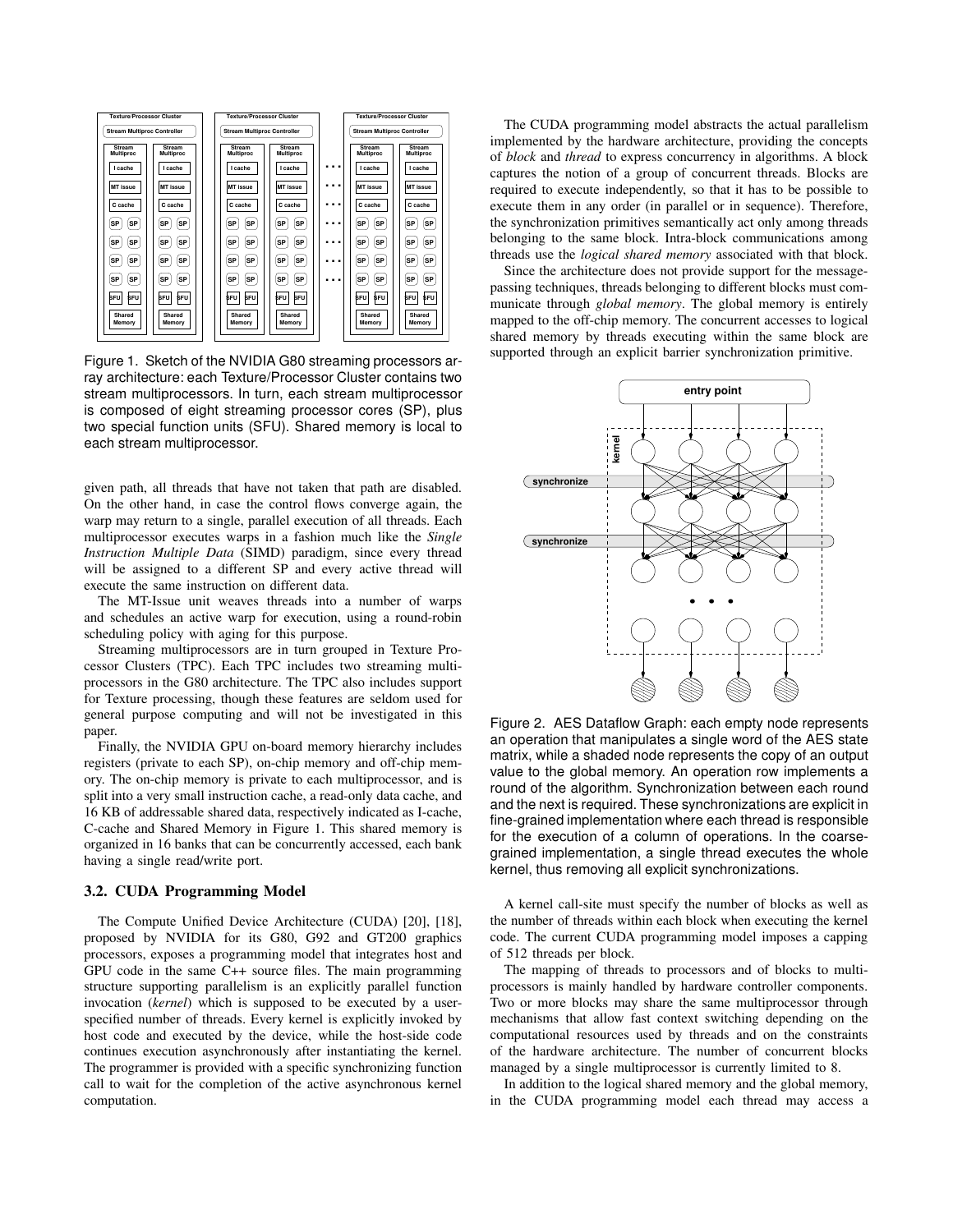Texture/Processor Cluster

Stream Multiproc Controller

Stream Multiproc

I cache

MT issue

C cache

SP SP

SFU SFU

Shared Memory

Figure 1. Sketch of the NVIDIA G80 streaming processors array architecture: each Texture/Processor Cluster contains two stream multiprocessors. In turn, each stream multiprocessor is composed of eight streaming processor cores (SP), plus two special function units (SFU). Shared memory is local to each stream multiprocessor.

given path, all threads that have not taken that path are disabled. On the other hand, in case the control flows converge again, the warp may return to a single, parallel execution of all threads. Each multiprocessor executes warps in a fashion much like the *Single Instruction Multiple Data* (SIMD) paradigm, since every thread will be assigned to a different SP and every active thread will execute the same instruction on different data.

The MT-Issue unit weaves threads into a number of warps and schedules an active warp for execution, using a round-robin scheduling policy with aging for this purpose.

Streaming multiprocessors are in turn grouped in Texture Processor Clusters (TPC). Each TPC includes two streaming multiprocessors in the G80 architecture. The TPC also includes support for Texture processing, though these features are seldom used for general purpose computing and will not be investigated in this paper.

Finally, the NVIDIA GPU on-board memory hierarchy includes registers (private to each SP), on-chip memory and off-chip memory. The on-chip memory is private to each multiprocessor, and is split into a very small instruction cache, a read-only data cache, and 16 KB of addressable shared data, respectively indicated as I-cache, C-cache and Shared Memory in Figure 1. This shared memory is organized in 16 banks that can be concurrently accessed, each bank having a single read/write port.

### 3.2. CUDA Programming Model

The Compute Unified Device Architecture (CUDA) [20], [18], proposed by NVIDIA for its G80, G92 and GT200 graphics processors, exposes a programming model that integrates host and GPU code in the same C++ source files. The main programming structure supporting parallelism is an explicitly parallel function invocation (*kernel*) which is supposed to be executed by a user-specified number of threads. Every kernel is explicitly invoked by host code and executed by the device, while the host-side code continues execution asynchronously after instantiating the kernel. The programmer is provided with a specific synchronizing function call to wait for the completion of the active asynchronous kernel computation.

The CUDA programming model abstracts the actual parallelism implemented by the hardware architecture, providing the concepts of *block* and *thread* to express concurrency in algorithms. A block captures the notion of a group of concurrent threads. Blocks are required to execute independently, so that it has to be possible to execute them in any order (in parallel or in sequence). Therefore, the synchronization primitives semantically act only among threads belonging to the same block. Intra-block communications among threads use the *logical shared memory* associated with that block.

Since the architecture does not provide support for the message-passing techniques, threads belonging to different blocks must communicate through *global memory*. The global memory is entirely mapped to the off-chip memory. The concurrent accesses to logical shared memory by threads executing within the same block are supported through an explicit barrier synchronization primitive.

entry point

kernel

synchronize

synchronize

Figure 2. AES Dataflow Graph: each empty node represents an operation that manipulates a single word of the AES state matrix, while a shaded node represents the copy of an output value to the global memory. An operation row implements a round of the algorithm. Synchronization between each round and the next is required. These synchronizations are explicit in fine-grained implementation where each thread is responsible for the execution of a column of operations. In the coarse-grained implementation, a single thread executes the whole kernel, thus removing all explicit synchronizations.

A kernel call-site must specify the number of blocks as well as the number of threads within each block when executing the kernel code. The current CUDA programming model imposes a capping of 512 threads per block.

The mapping of threads to processors and of blocks to multiprocessors is mainly handled by hardware controller components. Two or more blocks may share the same multiprocessor through mechanisms that allow fast context switching depending on the computational resources used by threads and on the constraints of the hardware architecture. The number of concurrent blocks managed by a single multiprocessor is currently limited to 8.

In addition to the logical shared memory and the global memory, in the CUDA programming model each thread may access a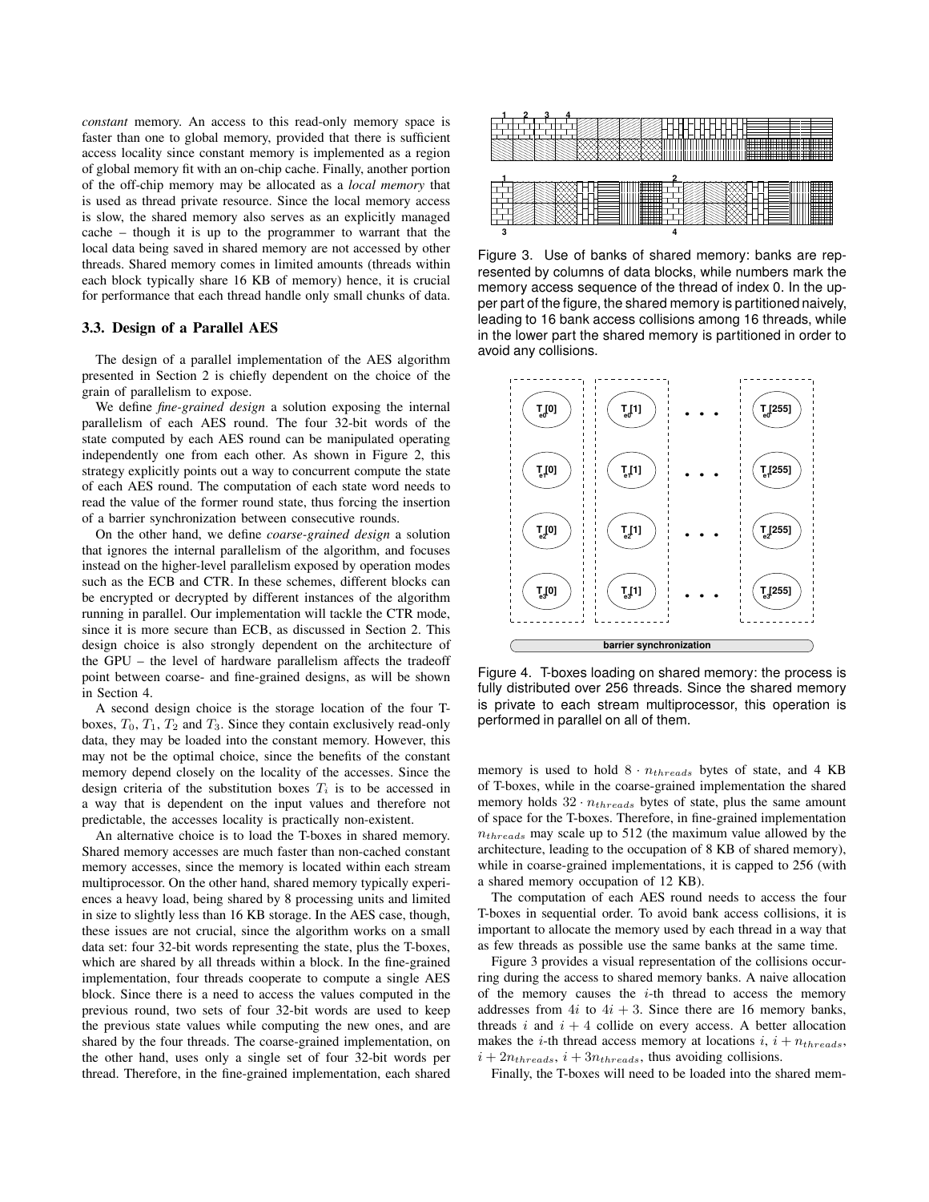*constant* memory. An access to this read-only memory space is faster than one to global memory, provided that there is sufficient access locality since constant memory is implemented as a region of global memory fit with an on-chip cache. Finally, another portion of the off-chip memory may be allocated as a *local memory* that is used as thread private resource. Since the local memory access is slow, the shared memory also serves as an explicitly managed cache – though it is up to the programmer to warrant that the local data being saved in shared memory are not accessed by other threads. Shared memory comes in limited amounts (threads within each block typically share 16 KB of memory) hence, it is crucial for performance that each thread handle only small chunks of data.

### 3.3. Design of a Parallel AES

The design of a parallel implementation of the AES algorithm presented in Section 2 is chiefly dependent on the choice of the grain of parallelism to expose.

We define *fine-grained design* a solution exposing the internal parallelism of each AES round. The four 32-bit words of the state computed by each AES round can be manipulated operating independently one from each other. As shown in Figure 2, this strategy explicitly points out a way to concurrent compute the state of each AES round. The computation of each state word needs to read the value of the former round state, thus forcing the insertion of a barrier synchronization between consecutive rounds.

On the other hand, we define *coarse-grained design* a solution that ignores the internal parallelism of the algorithm, and focuses instead on the higher-level parallelism exposed by operation modes such as the ECB and CTR. In these schemes, different blocks can be encrypted or decrypted by different instances of the algorithm running in parallel. Our implementation will tackle the CTR mode, since it is more secure than ECB, as discussed in Section 2. This design choice is also strongly dependent on the architecture of the GPU – the level of hardware parallelism affects the tradeoff point between coarse- and fine-grained designs, as will be shown in Section 4.

A second design choice is the storage location of the four T-boxes, $T_0$, $T_1$, $T_2$ and $T_3$. Since they contain exclusively read-only data, they may be loaded into the constant memory. However, this may not be the optimal choice, since the benefits of the constant memory depend closely on the locality of the accesses. Since the design criteria of the substitution boxes $T_i$ is to be accessed in a way that is dependent on the input values and therefore not predictable, the accesses locality is practically non-existent.

An alternative choice is to load the T-boxes in shared memory. Shared memory accesses are much faster than non-cached constant memory accesses, since the memory is located within each stream multiprocessor. On the other hand, shared memory typically experiences a heavy load, being shared by 8 processing units and limited in size to slightly less than 16 KB storage. In the AES case, though, these issues are not crucial, since the algorithm works on a small data set: four 32-bit words representing the state, plus the T-boxes, which are shared by all threads within a block. In the fine-grained implementation, four threads cooperate to compute a single AES block. Since there is a need to access the values computed in the previous round, two sets of four 32-bit words are used to keep the previous state values while computing the new ones, and are shared by the four threads. The coarse-grained implementation, on the other hand, uses only a single set of four 32-bit words per thread. Therefore, in the fine-grained implementation, each shared memory is used to hold $8 \cdot n_{threads}$ bytes of state, and 4 KB of T-boxes, while in the coarse-grained implementation the shared memory holds $32 \cdot n_{threads}$ bytes of state, plus the same amount of space for the T-boxes. Therefore, in fine-grained implementation $n_{threads}$ may scale up to 512 (the maximum value allowed by the architecture, leading to the occupation of 8 KB of shared memory), while in coarse-grained implementations, it is capped to 256 (with a shared memory occupation of 12 KB).

Figure 3. Use of banks of shared memory: banks are represented by columns of data blocks, while numbers mark the memory access sequence of the thread of index 0. In the upper part of the figure, the shared memory is partitioned naively, leading to 16 bank access collisions among 16 threads, while in the lower part the shared memory is partitioned in order to avoid any collisions.

Figure 4. T-boxes loading on shared memory: the process is fully distributed over 256 threads. Since the shared memory is private to each stream multiprocessor, this operation is performed in parallel on all of them.

The computation of each AES round needs to access the four T-boxes in sequential order. To avoid bank access collisions, it is important to allocate the memory used by each thread in a way that as few threads as possible use the same banks at the same time.

Figure 3 provides a visual representation of the collisions occurring during the access to shared memory banks. A naive allocation of the memory causes the $i$-th thread to access the memory addresses from $4i$ to $4i + 3$. Since there are 16 memory banks, threads $i$ and $i + 4$ collide on every access. A better allocation makes the $i$-th thread access memory at locations $i$, $i + n_{threads}$, $i + 2n_{threads}$, $i + 3n_{threads}$, thus avoiding collisions.

Finally, the T-boxes will need to be loaded into the shared mem-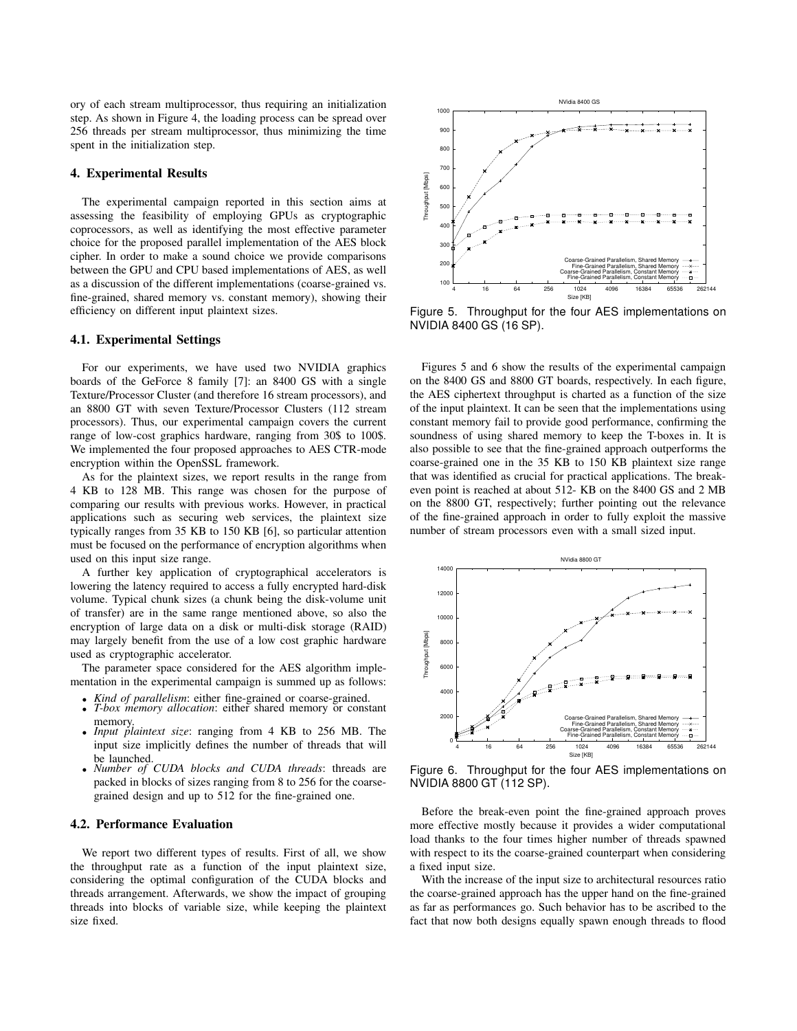ory of each stream multiprocessor, thus requiring an initialization step. As shown in Figure 4, the loading process can be spread over 256 threads per stream multiprocessor, thus minimizing the time spent in the initialization step.

## 4. Experimental Results

The experimental campaign reported in this section aims at assessing the feasibility of employing GPUs as cryptographic coprocessors, as well as identifying the most effective parameter choice for the proposed parallel implementation of the AES block cipher. In order to make a sound choice we provide comparisons between the GPU and CPU based implementations of AES, as well as a discussion of the different implementations (coarse-grained vs. fine-grained, shared memory vs. constant memory), showing their efficiency on different input plaintext sizes.

### 4.1. Experimental Settings

For our experiments, we have used two NVIDIA graphics boards of the GeForce 8 family [7]: an 8400 GS with a single Texture/Processor Cluster (and therefore 16 stream processors), and an 8800 GT with seven Texture/Processor Clusters (112 stream processors). Thus, our experimental campaign covers the current range of low-cost graphics hardware, ranging from 30$ to 100$. We implemented the four proposed approaches to AES CTR-mode encryption within the OpenSSL framework.

As for the plaintext sizes, we report results in the range from 4 KB to 128 MB. This range was chosen for the purpose of comparing our results with previous works. However, in practical applications such as securing web services, the plaintext size typically ranges from 35 KB to 150 KB [6], so particular attention must be focused on the performance of encryption algorithms when used on this input size range.

A further key application of cryptographical accelerators is lowering the latency required to access a fully encrypted hard-disk volume. Typical chunk sizes (a chunk being the disk-volume unit of transfer) are in the same range mentioned above, so also the encryption of large data on a disk or multi-disk storage (RAID) may largely benefit from the use of a low cost graphic hardware used as cryptographic accelerator.

The parameter space considered for the AES algorithm implementation in the experimental campaign is summed up as follows:

- *Kind of parallelism*: either fine-grained or coarse-grained.
- *T-box memory allocation*: either shared memory or constant memory.
- *Input plaintext size*: ranging from 4 KB to 256 MB. The input size implicitly defines the number of threads that will be launched.
- *Number of CUDA blocks and CUDA threads*: threads are packed in blocks of sizes ranging from 8 to 256 for the coarse-grained design and up to 512 for the fine-grained one.

### 4.2. Performance Evaluation

We report two different types of results. First of all, we show the throughput rate as a function of the input plaintext size, considering the optimal configuration of the CUDA blocks and threads arrangement. Afterwards, we show the impact of grouping threads into blocks of variable size, while keeping the plaintext size fixed.

Figure 5. Throughput for the four AES implementations on NVIDIA 8400 GS (16 SP).

Figures 5 and 6 show the results of the experimental campaign on the 8400 GS and 8800 GT boards, respectively. In each figure, the AES ciphertext throughput is charted as a function of the size of the input plaintext. It can be seen that the implementations using constant memory fail to provide good performance, confirming the soundness of using shared memory to keep the T-boxes in. It is also possible to see that the fine-grained approach outperforms the coarse-grained one in the 35 KB to 150 KB plaintext size range that was identified as crucial for practical applications. The break-even point is reached at about 512- KB on the 8400 GS and 2 MB on the 8800 GT, respectively; further pointing out the relevance of the fine-grained approach in order to fully exploit the massive number of stream processors even with a small sized input.

Figure 6. Throughput for the four AES implementations on NVIDIA 8800 GT (112 SP).

Before the break-even point the fine-grained approach proves more effective mostly because it provides a wider computational load thanks to the four times higher number of threads spawned with respect to its the coarse-grained counterpart when considering a fixed input size.

With the increase of the input size to architectural resources ratio the coarse-grained approach has the upper hand on the fine-grained as far as performances go. Such behavior has to be ascribed to the fact that now both designs equally spawn enough threads to flood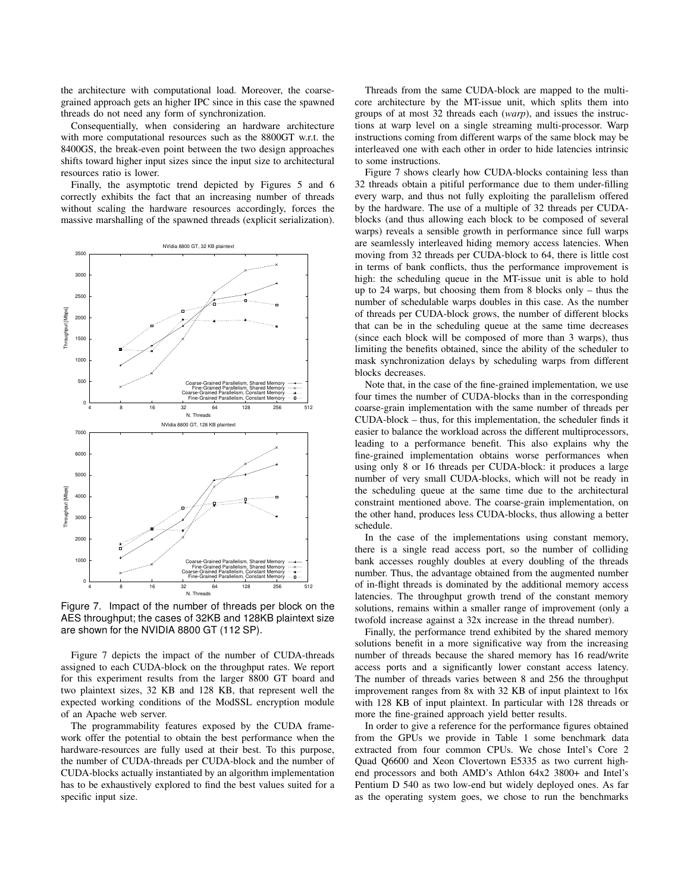the architecture with computational load. Moreover, the coarse-grained approach gets an higher IPC since in this case the spawned threads do not need any form of synchronization.

Consequentially, when considering an hardware architecture with more computational resources such as the 8800GT w.r.t. the 8400GS, the break-even point between the two design approaches shifts toward higher input sizes since the input size to architectural resources ratio is lower.

Finally, the asymptotic trend depicted by Figures 5 and 6 correctly exhibits the fact that an increasing number of threads without scaling the hardware resources accordingly, forces the massive marshalling of the spawned threads (explicit serialization).

Figure 7. Impact of the number of threads per block on the AES throughput; the cases of 32KB and 128KB plaintext size are shown for the NVIDIA 8800 GT (112 SP).

Figure 7 depicts the impact of the number of CUDA-threads assigned to each CUDA-block on the throughput rates. We report for this experiment results from the larger 8800 GT board and two plaintext sizes, 32 KB and 128 KB, that represent well the expected working conditions of the ModSSL encryption module of an Apache web server.

The programmability features exposed by the CUDA framework offer the potential to obtain the best performance when the hardware-resources are fully used at their best. To this purpose, the number of CUDA-threads per CUDA-block and the number of CUDA-blocks actually instantiated by an algorithm implementation has to be exhaustively explored to find the best values suited for a specific input size.

Threads from the same CUDA-block are mapped to the multicore architecture by the MT-issue unit, which splits them into groups of at most 32 threads each (*warp*), and issues the instructions at warp level on a single streaming multi-processor. Warp instructions coming from different warps of the same block may be interleaved one with each other in order to hide latencies intrinsic to some instructions.

Figure 7 shows clearly how CUDA-blocks containing less than 32 threads obtain a pitiful performance due to them under-filling every warp, and thus not fully exploiting the parallelism offered by the hardware. The use of a multiple of 32 threads per CUDA-blocks (and thus allowing each block to be composed of several warps) reveals a sensible growth in performance since full warps are seamlessly interleaved hiding memory access latencies. When moving from 32 threads per CUDA-block to 64, there is little cost in terms of bank conflicts, thus the performance improvement is high: the scheduling queue in the MT-issue unit is able to hold up to 24 warps, but choosing them from 8 blocks only – thus the number of schedulable warps doubles in this case. As the number of threads per CUDA-block grows, the number of different blocks that can be in the scheduling queue at the same time decreases (since each block will be composed of more than 3 warps), thus limiting the benefits obtained, since the ability of the scheduler to mask synchronization delays by scheduling warps from different blocks decreases.

Note that, in the case of the fine-grained implementation, we use four times the number of CUDA-blocks than in the corresponding coarse-grain implementation with the same number of threads per CUDA-block – thus, for this implementation, the scheduler finds it easier to balance the workload across the different multiprocessors, leading to a performance benefit. This also explains why the fine-grained implementation obtains worse performances when using only 8 or 16 threads per CUDA-block: it produces a large number of very small CUDA-blocks, which will not be ready in the scheduling queue at the same time due to the architectural constraint mentioned above. The coarse-grain implementation, on the other hand, produces less CUDA-blocks, thus allowing a better schedule.

In the case of the implementations using constant memory, there is a single read access port, so the number of colliding bank accesses roughly doubles at every doubling of the threads number. Thus, the advantage obtained from the augmented number of in-flight threads is dominated by the additional memory access latencies. The throughput growth trend of the constant memory solutions, remains within a smaller range of improvement (only a twofold increase against a 32x increase in the thread number).

Finally, the performance trend exhibited by the shared memory solutions benefit in a more significative way from the increasing number of threads because the shared memory has 16 read/write access ports and a significantly lower constant access latency. The number of threads varies between 8 and 256 the throughput improvement ranges from 8x with 32 KB of input plaintext to 16x with 128 KB of input plaintext. In particular with 128 threads or more the fine-grained approach yield better results.

In order to give a reference for the performance figures obtained from the GPUs we provide in Table 1 some benchmark data extracted from four common CPUs. We chose Intel's Core 2 Quad Q6600 and Xeon Clovertown E5335 as two current high-end processors and both AMD's Athlon 64x2 3800+ and Intel's Pentium D 540 as two low-end but widely deployed ones. As far as the operating system goes, we chose to run the benchmarks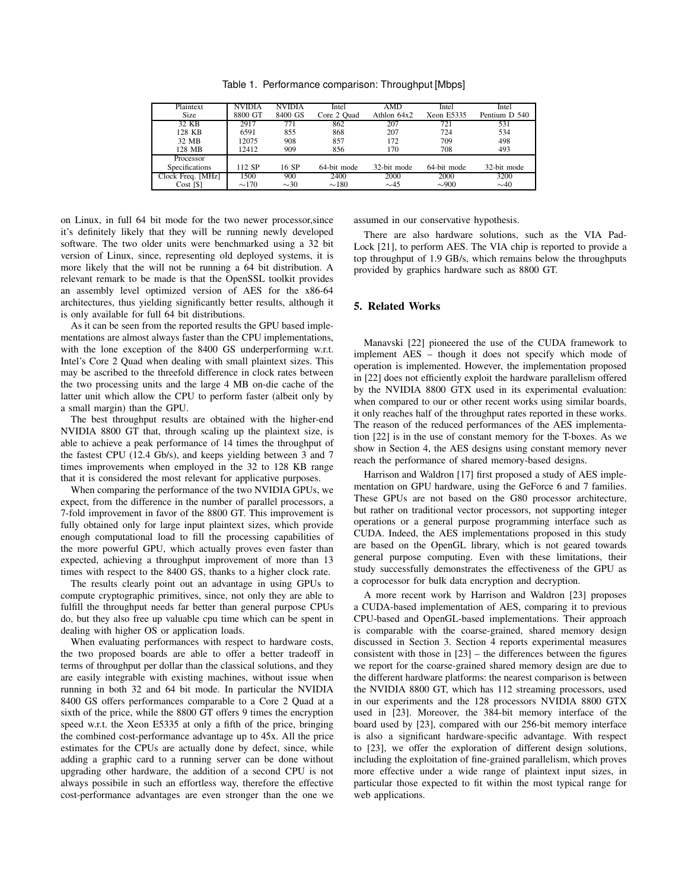Table 1. Performance comparison: Throughput [Mbps]

| Plaintext Size | NVIDIA 8800 GT | NVIDIA 8400 GS | Intel Core 2 Quad | AMD Athlon 64x2 | Intel Xeon E5335 | Intel Pentium D 540 |
|---|---|---|---|---|---|---|
| 32 KB | 2917 | 771 | 862 | 207 | 721 | 531 |
| 128 KB | 6591 | 855 | 868 | 207 | 724 | 534 |
| 32 MB | 12075 | 908 | 857 | 172 | 709 | 498 |
| 128 MB | 12412 | 909 | 856 | 170 | 708 | 493 |
| Processor Specifications | 112 SP | 16 SP | 64-bit mode | 32-bit mode | 64-bit mode | 32-bit mode |
| Clock Freq. [MHz] | 1500 | 900 | 2400 | 2000 | 2000 | 3200 |
| Cost [$] | ∼170 | ∼30 | ∼180 | ∼45 | ∼900 | ∼40 |

on Linux, in full 64 bit mode for the two newer processor,since it's definitely likely that they will be running newly developed software. The two older units were benchmarked using a 32 bit version of Linux, since, representing old deployed systems, it is more likely that the will not be running a 64 bit distribution. A relevant remark to be made is that the OpenSSL toolkit provides an assembly level optimized version of AES for the x86-64 architectures, thus yielding significantly better results, although it is only available for full 64 bit distributions.

As it can be seen from the reported results the GPU based implementations are almost always faster than the CPU implementations, with the lone exception of the 8400 GS underperforming w.r.t. Intel's Core 2 Quad when dealing with small plaintext sizes. This may be ascribed to the threefold difference in clock rates between the two processing units and the large 4 MB on-die cache of the latter unit which allow the CPU to perform faster (albeit only by a small margin) than the GPU.

The best throughput results are obtained with the higher-end NVIDIA 8800 GT that, through scaling up the plaintext size, is able to achieve a peak performance of 14 times the throughput of the fastest CPU (12.4 Gb/s), and keeps yielding between 3 and 7 times improvements when employed in the 32 to 128 KB range that it is considered the most relevant for applicative purposes.

When comparing the performance of the two NVIDIA GPUs, we expect, from the difference in the number of parallel processors, a 7-fold improvement in favor of the 8800 GT. This improvement is fully obtained only for large input plaintext sizes, which provide enough computational load to fill the processing capabilities of the more powerful GPU, which actually proves even faster than expected, achieving a throughput improvement of more than 13 times with respect to the 8400 GS, thanks to a higher clock rate.

The results clearly point out an advantage in using GPUs to compute cryptographic primitives, since, not only they are able to fulfill the throughput needs far better than general purpose CPUs do, but they also free up valuable cpu time which can be spent in dealing with higher OS or application loads.

When evaluating performances with respect to hardware costs, the two proposed boards are able to offer a better tradeoff in terms of throughput per dollar than the classical solutions, and they are easily integrable with existing machines, without issue when running in both 32 and 64 bit mode. In particular the NVIDIA 8400 GS offers performances comparable to a Core 2 Quad at a sixth of the price, while the 8800 GT offers 9 times the encryption speed w.r.t. the Xeon E5335 at only a fifth of the price, bringing the combined cost-performance advantage up to 45x. All the price estimates for the CPUs are actually done by defect, since, while adding a graphic card to a running server can be done without upgrading other hardware, the addition of a second CPU is not always possibile in such an effortless way, therefore the effective cost-performance advantages are even stronger than the one we assumed in our conservative hypothesis.

There are also hardware solutions, such as the VIA PadLock [21], to perform AES. The VIA chip is reported to provide a top throughput of 1.9 GB/s, which remains below the throughputs provided by graphics hardware such as 8800 GT.

## 5. Related Works

Manavski [22] pioneered the use of the CUDA framework to implement AES – though it does not specify which mode of operation is implemented. However, the implementation proposed in [22] does not efficiently exploit the hardware parallelism offered by the NVIDIA 8800 GTX used in its experimental evaluation: when compared to our or other recent works using similar boards, it only reaches half of the throughput rates reported in these works. The reason of the reduced performances of the AES implementation [22] is in the use of constant memory for the T-boxes. As we show in Section 4, the AES designs using constant memory never reach the performance of shared memory-based designs.

Harrison and Waldron [17] first proposed a study of AES implementation on GPU hardware, using the GeForce 6 and 7 families. These GPUs are not based on the G80 processor architecture, but rather on traditional vector processors, not supporting integer operations or a general purpose programming interface such as CUDA. Indeed, the AES implementations proposed in this study are based on the OpenGL library, which is not geared towards general purpose computing. Even with these limitations, their study successfully demonstrates the effectiveness of the GPU as a coprocessor for bulk data encryption and decryption.

A more recent work by Harrison and Waldron [23] proposes a CUDA-based implementation of AES, comparing it to previous CPU-based and OpenGL-based implementations. Their approach is comparable with the coarse-grained, shared memory design discussed in Section 3. Section 4 reports experimental measures consistent with those in [23] – the differences between the figures we report for the coarse-grained shared memory design are due to the different hardware platforms: the nearest comparison is between the NVIDIA 8800 GT, which has 112 streaming processors, used in our experiments and the 128 processors NVIDIA 8800 GTX used in [23]. Moreover, the 384-bit memory interface of the board used by [23], compared with our 256-bit memory interface is also a significant hardware-specific advantage. With respect to [23], we offer the exploration of different design solutions, including the exploitation of fine-grained parallelism, which proves more effective under a wide range of plaintext input sizes, in particular those expected to fit within the most typical range for web applications.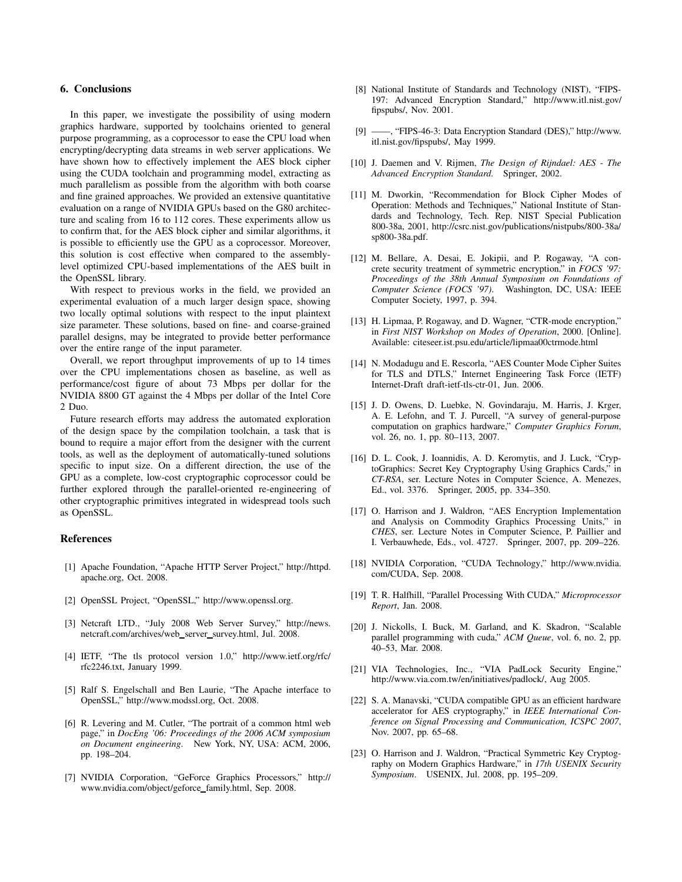## 6. Conclusions

In this paper, we investigate the possibility of using modern graphics hardware, supported by toolchains oriented to general purpose programming, as a coprocessor to ease the CPU load when encrypting/decrypting data streams in web server applications. We have shown how to effectively implement the AES block cipher using the CUDA toolchain and programming model, extracting as much parallelism as possible from the algorithm with both coarse and fine grained approaches. We provided an extensive quantitative evaluation on a range of NVIDIA GPUs based on the G80 architecture and scaling from 16 to 112 cores. These experiments allow us to confirm that, for the AES block cipher and similar algorithms, it is possible to efficiently use the GPU as a coprocessor. Moreover, this solution is cost effective when compared to the assembly-level optimized CPU-based implementations of the AES built in the OpenSSL library.

With respect to previous works in the field, we provided an experimental evaluation of a much larger design space, showing two locally optimal solutions with respect to the input plaintext size parameter. These solutions, based on fine- and coarse-grained parallel designs, may be integrated to provide better performance over the entire range of the input parameter.

Overall, we report throughput improvements of up to 14 times over the CPU implementations chosen as baseline, as well as performance/cost figure of about 73 Mbps per dollar for the NVIDIA 8800 GT against the 4 Mbps per dollar of the Intel Core 2 Duo.

Future research efforts may address the automated exploration of the design space by the compilation toolchain, a task that is bound to require a major effort from the designer with the current tools, as well as the deployment of automatically-tuned solutions specific to input size. On a different direction, the use of the GPU as a complete, low-cost cryptographic coprocessor could be further explored through the parallel-oriented re-engineering of other cryptographic primitives integrated in widespread tools such as OpenSSL.

## References

[1] Apache Foundation, "Apache HTTP Server Project," http://httpd.apache.org, Oct. 2008.

[2] OpenSSL Project, "OpenSSL," http://www.openssl.org.

[3] Netcraft LTD., "July 2008 Web Server Survey," http://news.netcraft.com/archives/web_server_survey.html, Jul. 2008.

[4] IETF, "The tls protocol version 1.0," http://www.ietf.org/rfc/rfc2246.txt, January 1999.

[5] Ralf S. Engelschall and Ben Laurie, "The Apache interface to OpenSSL," http://www.modssl.org, Oct. 2008.

[6] R. Levering and M. Cutler, "The portrait of a common html web page," in *DocEng '06: Proceedings of the 2006 ACM symposium on Document engineering*. New York, NY, USA: ACM, 2006, pp. 198–204.

[7] NVIDIA Corporation, "GeForce Graphics Processors," http://www.nvidia.com/object/geforce_family.html, Sep. 2008.

[8] National Institute of Standards and Technology (NIST), "FIPS-197: Advanced Encryption Standard," http://www.itl.nist.gov/fipspubs/, Nov. 2001.

[9] ——, "FIPS-46-3: Data Encryption Standard (DES)," http://www.itl.nist.gov/fipspubs/, May 1999.

[10] J. Daemen and V. Rijmen, *The Design of Rijndael: AES - The Advanced Encryption Standard.* Springer, 2002.

[11] M. Dworkin, "Recommendation for Block Cipher Modes of Operation: Methods and Techniques," National Institute of Standards and Technology, Tech. Rep. NIST Special Publication 800-38a, 2001, http://csrc.nist.gov/publications/nistpubs/800-38a/sp800-38a.pdf.

[12] M. Bellare, A. Desai, E. Jokipii, and P. Rogaway, "A concrete security treatment of symmetric encryption," in *FOCS '97: Proceedings of the 38th Annual Symposium on Foundations of Computer Science (FOCS '97)*. Washington, DC, USA: IEEE Computer Society, 1997, p. 394.

[13] H. Lipmaa, P. Rogaway, and D. Wagner, "CTR-mode encryption," in *First NIST Workshop on Modes of Operation*, 2000. [Online]. Available: citeseer.ist.psu.edu/article/lipmaa00ctrmode.html

[14] N. Modadugu and E. Rescorla, "AES Counter Mode Cipher Suites for TLS and DTLS," Internet Engineering Task Force (IETF) Internet-Draft draft-ietf-tls-ctr-01, Jun. 2006.

[15] J. D. Owens, D. Luebke, N. Govindaraju, M. Harris, J. Krger, A. E. Lefohn, and T. J. Purcell, "A survey of general-purpose computation on graphics hardware," *Computer Graphics Forum*, vol. 26, no. 1, pp. 80–113, 2007.

[16] D. L. Cook, J. Ioannidis, A. D. Keromytis, and J. Luck, "CryptoGraphics: Secret Key Cryptography Using Graphics Cards," in *CT-RSA*, ser. Lecture Notes in Computer Science, A. Menezes, Ed., vol. 3376. Springer, 2005, pp. 334–350.

[17] O. Harrison and J. Waldron, "AES Encryption Implementation and Analysis on Commodity Graphics Processing Units," in *CHES*, ser. Lecture Notes in Computer Science, P. Paillier and I. Verbauwhede, Eds., vol. 4727. Springer, 2007, pp. 209–226.

[18] NVIDIA Corporation, "CUDA Technology," http://www.nvidia.com/CUDA, Sep. 2008.

[19] T. R. Halfhill, "Parallel Processing With CUDA," *Microprocessor Report*, Jan. 2008.

[20] J. Nickolls, I. Buck, M. Garland, and K. Skadron, "Scalable parallel programming with cuda," *ACM Queue*, vol. 6, no. 2, pp. 40–53, Mar. 2008.

[21] VIA Technologies, Inc., "VIA PadLock Security Engine," http://www.via.com.tw/en/initiatives/padlock/, Aug 2005.

[22] S. A. Manavski, "CUDA compatible GPU as an efficient hardware accelerator for AES cryptography," in *IEEE International Conference on Signal Processing and Communication, ICSPC 2007*, Nov. 2007, pp. 65–68.

[23] O. Harrison and J. Waldron, "Practical Symmetric Key Cryptography on Modern Graphics Hardware," in *17th USENIX Security Symposium*. USENIX, Jul. 2008, pp. 195–209.